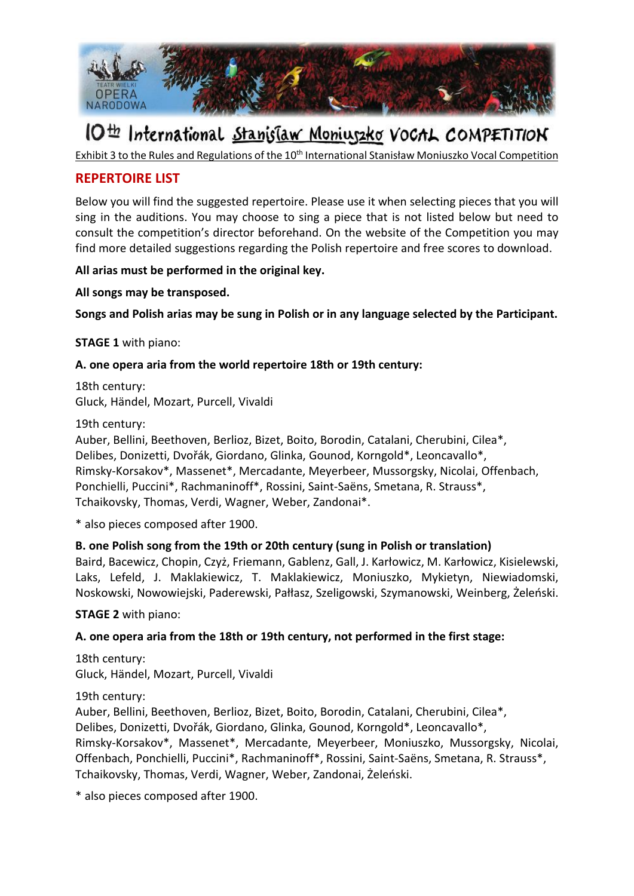# 10th International Stanisław Moniuszko VOCAL COMPETITION

Exhibit 3 to the Rules and Regulations of the 10th International Stanisław Moniuszko Vocal Competition

## REPERTOIRE LIST

Below you will find the suggested repertoire. Please use it when selecting pieces that you will sing in the auditions. You may choose to sing a piece that is not listed below but need to consult the competition's director beforehand. On the website of the Competition you may find more detailed suggestions regarding the Polish repertoire and free scores to download.

**All arias must be performed in the original key.**

**All songs may be transposed.**

**Songs and Polish arias may be sung in Polish or in any language selected by the Participant.**

**STAGE 1** with piano:

**A. one opera aria from the world repertoire 18th or 19th century:**

18th century:
Gluck, Händel, Mozart, Purcell, Vivaldi

19th century:
Auber, Bellini, Beethoven, Berlioz, Bizet, Boito, Borodin, Catalani, Cherubini, Cilea*, Delibes, Donizetti, Dvořák, Giordano, Glinka, Gounod, Korngold*, Leoncavallo*, Rimsky-Korsakov*, Massenet*, Mercadante, Meyerbeer, Mussorgsky, Nicolai, Offenbach, Ponchielli, Puccini*, Rachmaninoff*, Rossini, Saint-Saëns, Smetana, R. Strauss*, Tchaikovsky, Thomas, Verdi, Wagner, Weber, Zandonai*.

* also pieces composed after 1900.

**B. one Polish song from the 19th or 20th century (sung in Polish or translation)**
Baird, Bacewicz, Chopin, Czyż, Friemann, Gablenz, Gall, J. Karłowicz, M. Karłowicz, Kisielewski, Laks, Lefeld, J. Maklakiewicz, T. Maklakiewicz, Moniuszko, Mykietyn, Niewiadomski, Noskowski, Nowowiejski, Paderewski, Pałłasz, Szeligowski, Szymanowski, Weinberg, Żeleński.

**STAGE 2** with piano:

**A. one opera aria from the 18th or 19th century, not performed in the first stage:**

18th century:
Gluck, Händel, Mozart, Purcell, Vivaldi

19th century:
Auber, Bellini, Beethoven, Berlioz, Bizet, Boito, Borodin, Catalani, Cherubini, Cilea*, Delibes, Donizetti, Dvořák, Giordano, Glinka, Gounod, Korngold*, Leoncavallo*, Rimsky-Korsakov*, Massenet*, Mercadante, Meyerbeer, Moniuszko, Mussorgsky, Nicolai, Offenbach, Ponchielli, Puccini*, Rachmaninoff*, Rossini, Saint-Saëns, Smetana, R. Strauss*, Tchaikovsky, Thomas, Verdi, Wagner, Weber, Zandonai, Żeleński.

* also pieces composed after 1900.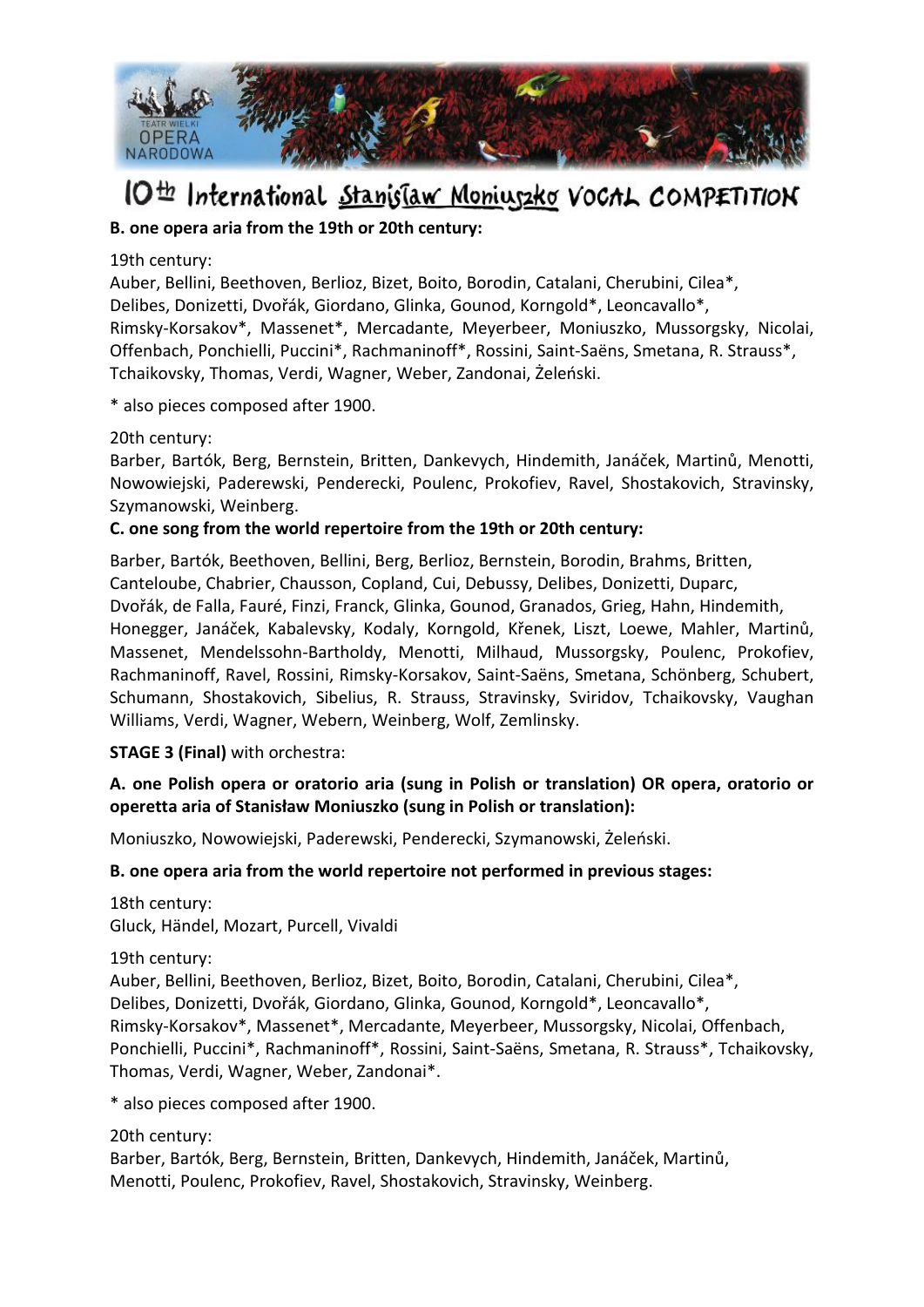# 10th International Stanisław Moniuszko VOCAL COMPETITION

**B. one opera aria from the 19th or 20th century:**

19th century:
Auber, Bellini, Beethoven, Berlioz, Bizet, Boito, Borodin, Catalani, Cherubini, Cilea*, Delibes, Donizetti, Dvořák, Giordano, Glinka, Gounod, Korngold*, Leoncavallo*, Rimsky-Korsakov*, Massenet*, Mercadante, Meyerbeer, Moniuszko, Mussorgsky, Nicolai, Offenbach, Ponchielli, Puccini*, Rachmaninoff*, Rossini, Saint-Saëns, Smetana, R. Strauss*, Tchaikovsky, Thomas, Verdi, Wagner, Weber, Zandonai, Żeleński.

* also pieces composed after 1900.

20th century:
Barber, Bartók, Berg, Bernstein, Britten, Dankevych, Hindemith, Janáček, Martinů, Menotti, Nowowiejski, Paderewski, Penderecki, Poulenc, Prokofiev, Ravel, Shostakovich, Stravinsky, Szymanowski, Weinberg.

**C. one song from the world repertoire from the 19th or 20th century:**

Barber, Bartók, Beethoven, Bellini, Berg, Berlioz, Bernstein, Borodin, Brahms, Britten, Canteloube, Chabrier, Chausson, Copland, Cui, Debussy, Delibes, Donizetti, Duparc, Dvořák, de Falla, Fauré, Finzi, Franck, Glinka, Gounod, Granados, Grieg, Hahn, Hindemith, Honegger, Janáček, Kabalevsky, Kodaly, Korngold, Křenek, Liszt, Loewe, Mahler, Martinů, Massenet, Mendelssohn-Bartholdy, Menotti, Milhaud, Mussorgsky, Poulenc, Prokofiev, Rachmaninoff, Ravel, Rossini, Rimsky-Korsakov, Saint-Saëns, Smetana, Schönberg, Schubert, Schumann, Shostakovich, Sibelius, R. Strauss, Stravinsky, Sviridov, Tchaikovsky, Vaughan Williams, Verdi, Wagner, Webern, Weinberg, Wolf, Zemlinsky.

**STAGE 3 (Final)** with orchestra:

**A. one Polish opera or oratorio aria (sung in Polish or translation) OR opera, oratorio or operetta aria of Stanisław Moniuszko (sung in Polish or translation):**

Moniuszko, Nowowiejski, Paderewski, Penderecki, Szymanowski, Żeleński.

**B. one opera aria from the world repertoire not performed in previous stages:**

18th century:
Gluck, Händel, Mozart, Purcell, Vivaldi

19th century:
Auber, Bellini, Beethoven, Berlioz, Bizet, Boito, Borodin, Catalani, Cherubini, Cilea*, Delibes, Donizetti, Dvořák, Giordano, Glinka, Gounod, Korngold*, Leoncavallo*, Rimsky-Korsakov*, Massenet*, Mercadante, Meyerbeer, Mussorgsky, Nicolai, Offenbach, Ponchielli, Puccini*, Rachmaninoff*, Rossini, Saint-Saëns, Smetana, R. Strauss*, Tchaikovsky, Thomas, Verdi, Wagner, Weber, Zandonai*.

* also pieces composed after 1900.

20th century:
Barber, Bartók, Berg, Bernstein, Britten, Dankevych, Hindemith, Janáček, Martinů, Menotti, Poulenc, Prokofiev, Ravel, Shostakovich, Stravinsky, Weinberg.